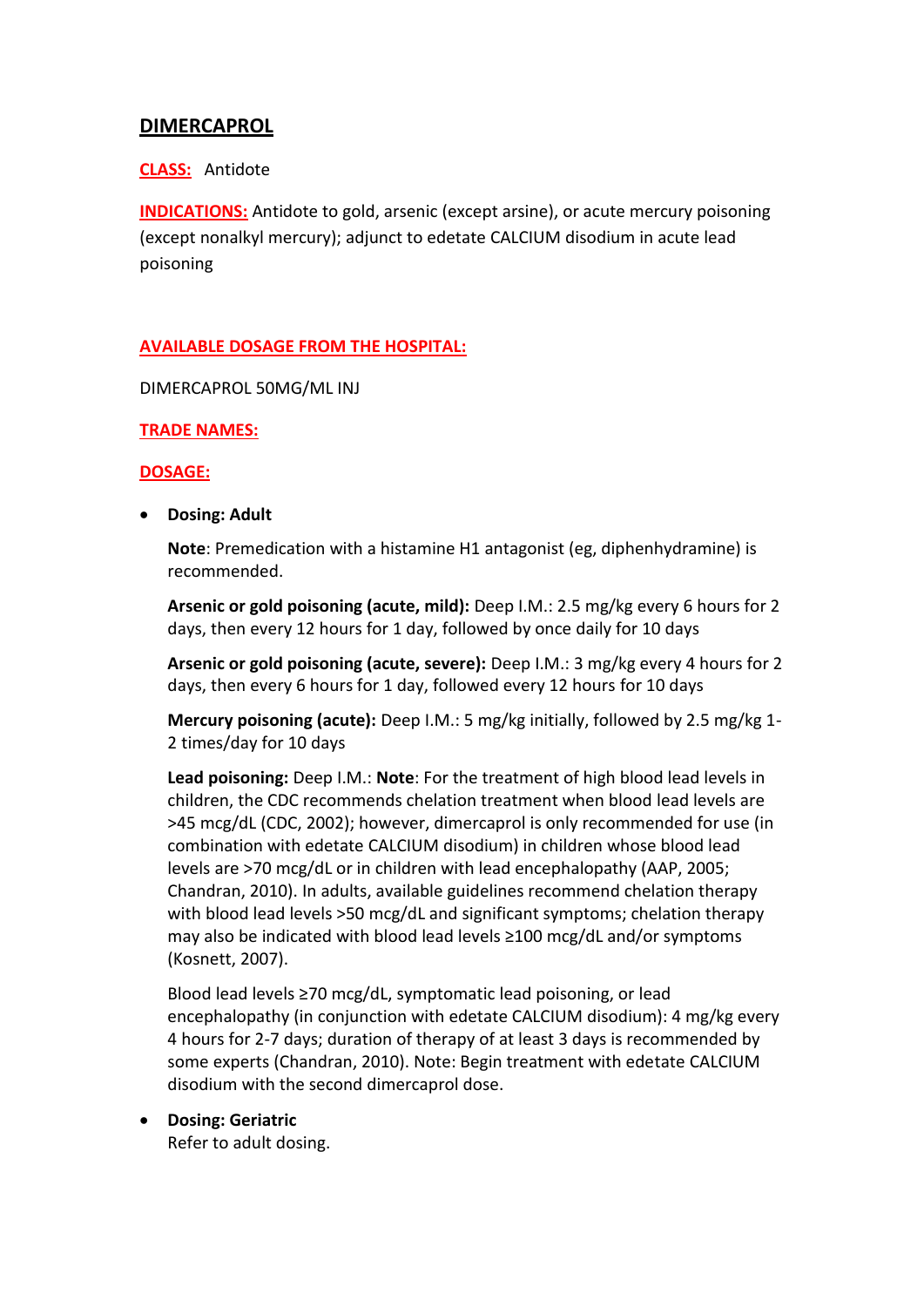# DIMERCAPROL

**CLASS:** Antidote

**INDICATIONS:** Antidote to gold, arsenic (except arsine), or acute mercury poisoning (except nonalkyl mercury); adjunct to edetate CALCIUM disodium in acute lead poisoning

**AVAILABLE DOSAGE FROM THE HOSPITAL:**

DIMERCAPROL 50MG/ML INJ

**TRADE NAMES:**

**DOSAGE:**

- **Dosing: Adult**

  **Note**: Premedication with a histamine H1 antagonist (eg, diphenhydramine) is recommended.

  **Arsenic or gold poisoning (acute, mild):** Deep I.M.: 2.5 mg/kg every 6 hours for 2 days, then every 12 hours for 1 day, followed by once daily for 10 days

  **Arsenic or gold poisoning (acute, severe):** Deep I.M.: 3 mg/kg every 4 hours for 2 days, then every 6 hours for 1 day, followed every 12 hours for 10 days

  **Mercury poisoning (acute):** Deep I.M.: 5 mg/kg initially, followed by 2.5 mg/kg 1-2 times/day for 10 days

  **Lead poisoning:** Deep I.M.: **Note**: For the treatment of high blood lead levels in children, the CDC recommends chelation treatment when blood lead levels are >45 mcg/dL (CDC, 2002); however, dimercaprol is only recommended for use (in combination with edetate CALCIUM disodium) in children whose blood lead levels are >70 mcg/dL or in children with lead encephalopathy (AAP, 2005; Chandran, 2010). In adults, available guidelines recommend chelation therapy with blood lead levels >50 mcg/dL and significant symptoms; chelation therapy may also be indicated with blood lead levels ≥100 mcg/dL and/or symptoms (Kosnett, 2007).

  Blood lead levels ≥70 mcg/dL, symptomatic lead poisoning, or lead encephalopathy (in conjunction with edetate CALCIUM disodium): 4 mg/kg every 4 hours for 2-7 days; duration of therapy of at least 3 days is recommended by some experts (Chandran, 2010). Note: Begin treatment with edetate CALCIUM disodium with the second dimercaprol dose.

- **Dosing: Geriatric**

  Refer to adult dosing.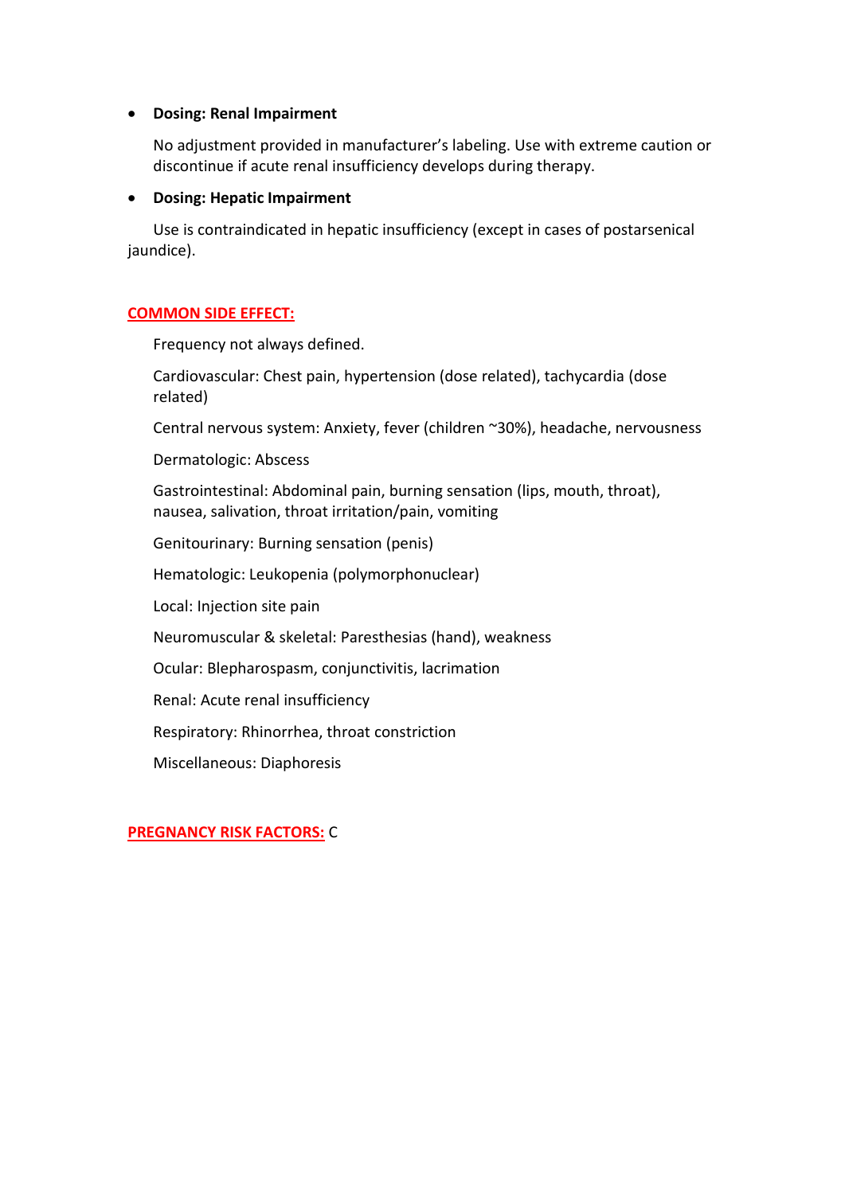- **Dosing: Renal Impairment**

  No adjustment provided in manufacturer's labeling. Use with extreme caution or discontinue if acute renal insufficiency develops during therapy.

- **Dosing: Hepatic Impairment**

  Use is contraindicated in hepatic insufficiency (except in cases of postarsenical jaundice).

## COMMON SIDE EFFECT:

Frequency not always defined.

Cardiovascular: Chest pain, hypertension (dose related), tachycardia (dose related)

Central nervous system: Anxiety, fever (children ~30%), headache, nervousness

Dermatologic: Abscess

Gastrointestinal: Abdominal pain, burning sensation (lips, mouth, throat), nausea, salivation, throat irritation/pain, vomiting

Genitourinary: Burning sensation (penis)

Hematologic: Leukopenia (polymorphonuclear)

Local: Injection site pain

Neuromuscular & skeletal: Paresthesias (hand), weakness

Ocular: Blepharospasm, conjunctivitis, lacrimation

Renal: Acute renal insufficiency

Respiratory: Rhinorrhea, throat constriction

Miscellaneous: Diaphoresis

## PREGNANCY RISK FACTORS: C